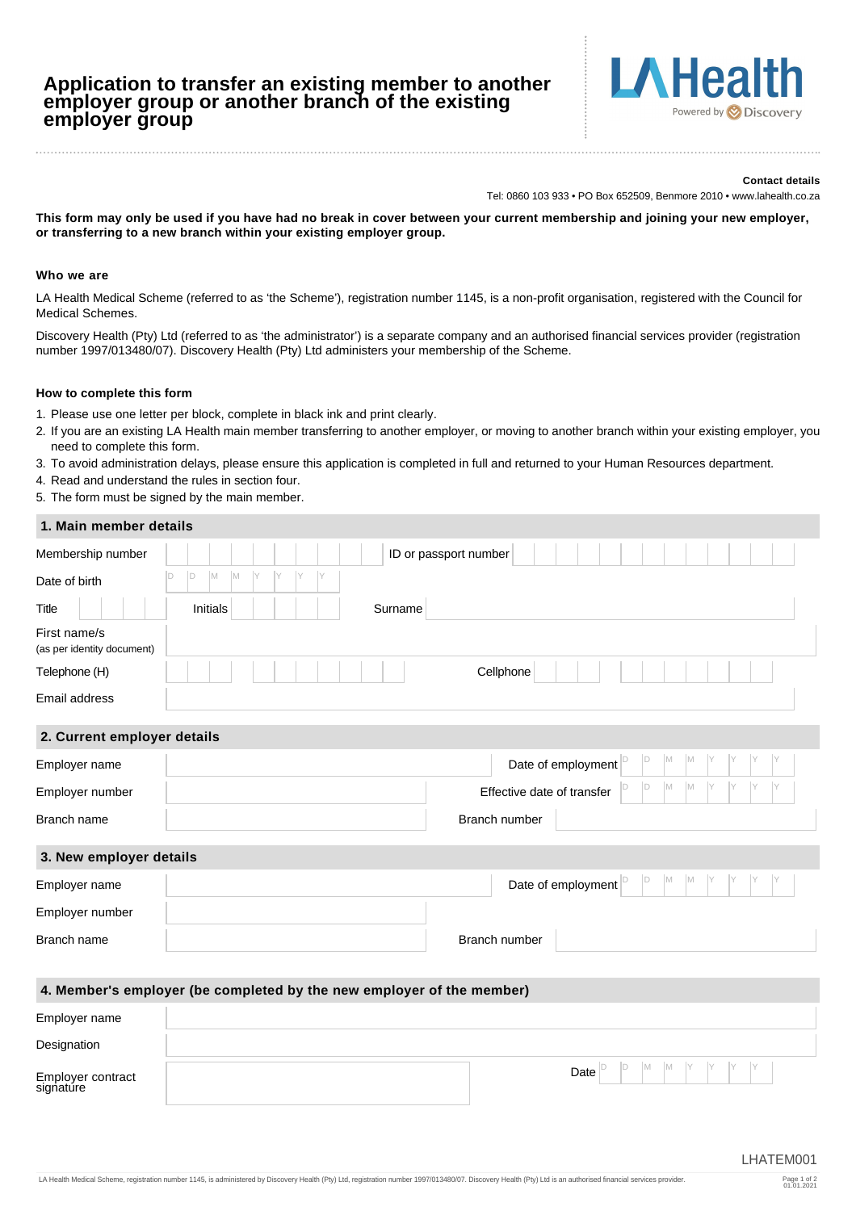# Application to transfer an existing member to another employer group or another branch of the existing employer group

LA Health
Powered by Discovery

**Contact details**

Tel: 0860 103 933 • PO Box 652509, Benmore 2010 • www.lahealth.co.za

**This form may only be used if you have had no break in cover between your current membership and joining your new employer, or transferring to a new branch within your existing employer group.**

### Who we are

LA Health Medical Scheme (referred to as 'the Scheme'), registration number 1145, is a non-profit organisation, registered with the Council for Medical Schemes.

Discovery Health (Pty) Ltd (referred to as 'the administrator') is a separate company and an authorised financial services provider (registration number 1997/013480/07). Discovery Health (Pty) Ltd administers your membership of the Scheme.

### How to complete this form

1. Please use one letter per block, complete in black ink and print clearly.
2. If you are an existing LA Health main member transferring to another employer, or moving to another branch within your existing employer, you need to complete this form.
3. To avoid administration delays, please ensure this application is completed in full and returned to your Human Resources department.
4. Read and understand the rules in section four.
5. The form must be signed by the main member.

## 1. Main member details

| | | | |
|---|---|---|---|
| Membership number | | ID or passport number | |
| Date of birth | D D M M Y Y Y Y | | |
| Title | | Initials | |
| Surname | | | |
| First name/s (as per identity document) | | | |
| Telephone (H) | | Cellphone | |
| Email address | | | |

## 2. Current employer details

| | | | |
|---|---|---|---|
| Employer name | | Date of employment | D D M M Y Y Y Y |
| Employer number | | Effective date of transfer | D D M M Y Y Y Y |
| Branch name | | Branch number | |

## 3. New employer details

| | | | |
|---|---|---|---|
| Employer name | | Date of employment | D D M M Y Y Y Y |
| Employer number | | | |
| Branch name | | Branch number | |

## 4. Member's employer (be completed by the new employer of the member)

| | | | |
|---|---|---|---|
| Employer name | | | |
| Designation | | | |
| Employer contract signature | | Date | D D M M Y Y Y Y |

LHATEM001

LA Health Medical Scheme, registration number 1145, is administered by Discovery Health (Pty) Ltd, registration number 1997/013480/07. Discovery Health (Pty) Ltd is an authorised financial services provider.

01.01.2021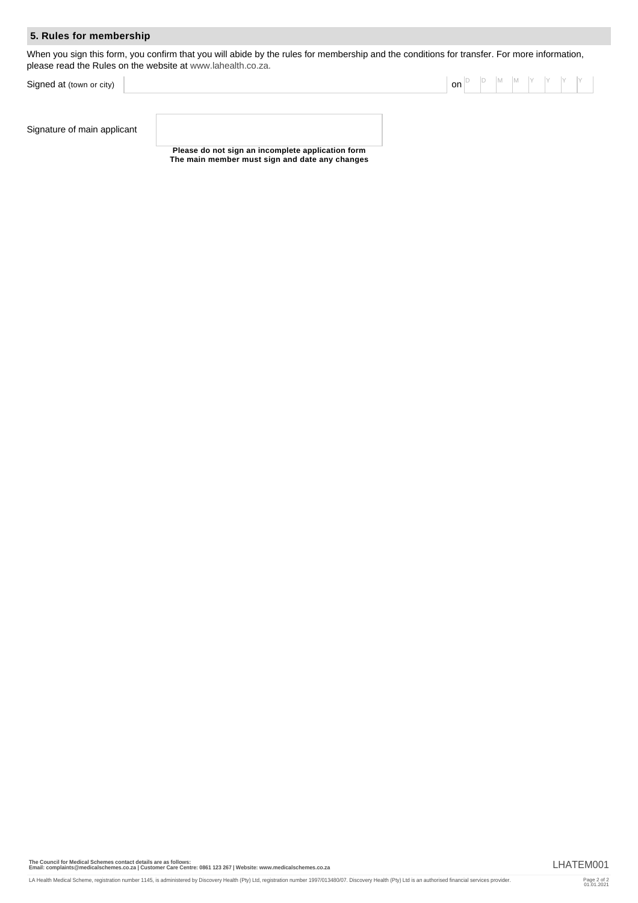## 5. Rules for membership

When you sign this form, you confirm that you will abide by the rules for membership and the conditions for transfer. For more information, please read the Rules on the website at www.lahealth.co.za.

Signed at (town or city) ______________________ on D D M M Y Y Y Y

Signature of main applicant ______________________

**Please do not sign an incomplete application form**
**The main member must sign and date any changes**

**The Council for Medical Schemes contact details are as follows:**
**Email: complaints@medicalschemes.co.za | Customer Care Centre: 0861 123 267 | Website: www.medicalschemes.co.za**

LHATEM001

LA Health Medical Scheme, registration number 1145, is administered by Discovery Health (Pty) Ltd, registration number 1997/013480/07. Discovery Health (Pty) Ltd is an authorised financial services provider.

01.01.2021